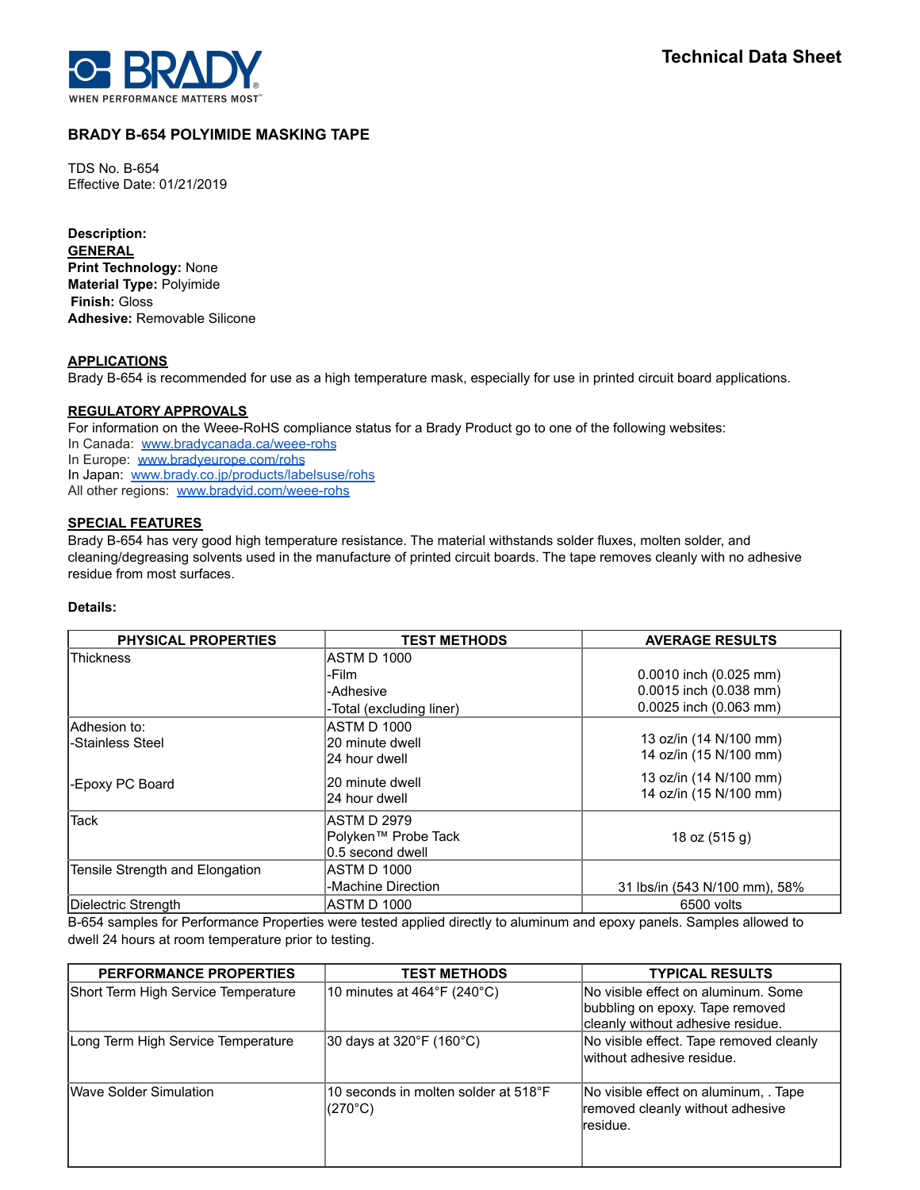**Technical Data Sheet**

# BRADY B-654 POLYIMIDE MASKING TAPE

TDS No. B-654
Effective Date: 01/21/2019

**Description:**

**GENERAL**

**Print Technology:** None
**Material Type:** Polyimide
**Finish:** Gloss
**Adhesive:** Removable Silicone

**APPLICATIONS**

Brady B-654 is recommended for use as a high temperature mask, especially for use in printed circuit board applications.

**REGULATORY APPROVALS**

For information on the Weee-RoHS compliance status for a Brady Product go to one of the following websites:
In Canada: www.bradycanada.ca/weee-rohs
In Europe: www.bradyeurope.com/rohs
In Japan: www.brady.co.jp/products/labelsuse/rohs
All other regions: www.bradyid.com/weee-rohs

**SPECIAL FEATURES**

Brady B-654 has very good high temperature resistance. The material withstands solder fluxes, molten solder, and cleaning/degreasing solvents used in the manufacture of printed circuit boards. The tape removes cleanly with no adhesive residue from most surfaces.

**Details:**

| PHYSICAL PROPERTIES | TEST METHODS | AVERAGE RESULTS |
|---|---|---|
| Thickness | ASTM D 1000<br>-Film<br>-Adhesive<br>-Total (excluding liner) | <br>0.0010 inch (0.025 mm)<br>0.0015 inch (0.038 mm)<br>0.0025 inch (0.063 mm) |
| Adhesion to:<br>-Stainless Steel | ASTM D 1000<br>20 minute dwell<br>24 hour dwell | <br>13 oz/in (14 N/100 mm)<br>14 oz/in (15 N/100 mm) |
| -Epoxy PC Board | 20 minute dwell<br>24 hour dwell | 13 oz/in (14 N/100 mm)<br>14 oz/in (15 N/100 mm) |
| Tack | ASTM D 2979<br>Polyken™ Probe Tack<br>0.5 second dwell | 18 oz (515 g) |
| Tensile Strength and Elongation | ASTM D 1000<br>-Machine Direction | 31 lbs/in (543 N/100 mm), 58% |
| Dielectric Strength | ASTM D 1000 | 6500 volts |

B-654 samples for Performance Properties were tested applied directly to aluminum and epoxy panels. Samples allowed to dwell 24 hours at room temperature prior to testing.

| PERFORMANCE PROPERTIES | TEST METHODS | TYPICAL RESULTS |
|---|---|---|
| Short Term High Service Temperature | 10 minutes at 464°F (240°C) | No visible effect on aluminum. Some bubbling on epoxy. Tape removed cleanly without adhesive residue. |
| Long Term High Service Temperature | 30 days at 320°F (160°C) | No visible effect. Tape removed cleanly without adhesive residue. |
| Wave Solder Simulation | 10 seconds in molten solder at 518°F (270°C) | No visible effect on aluminum, . Tape removed cleanly without adhesive residue. |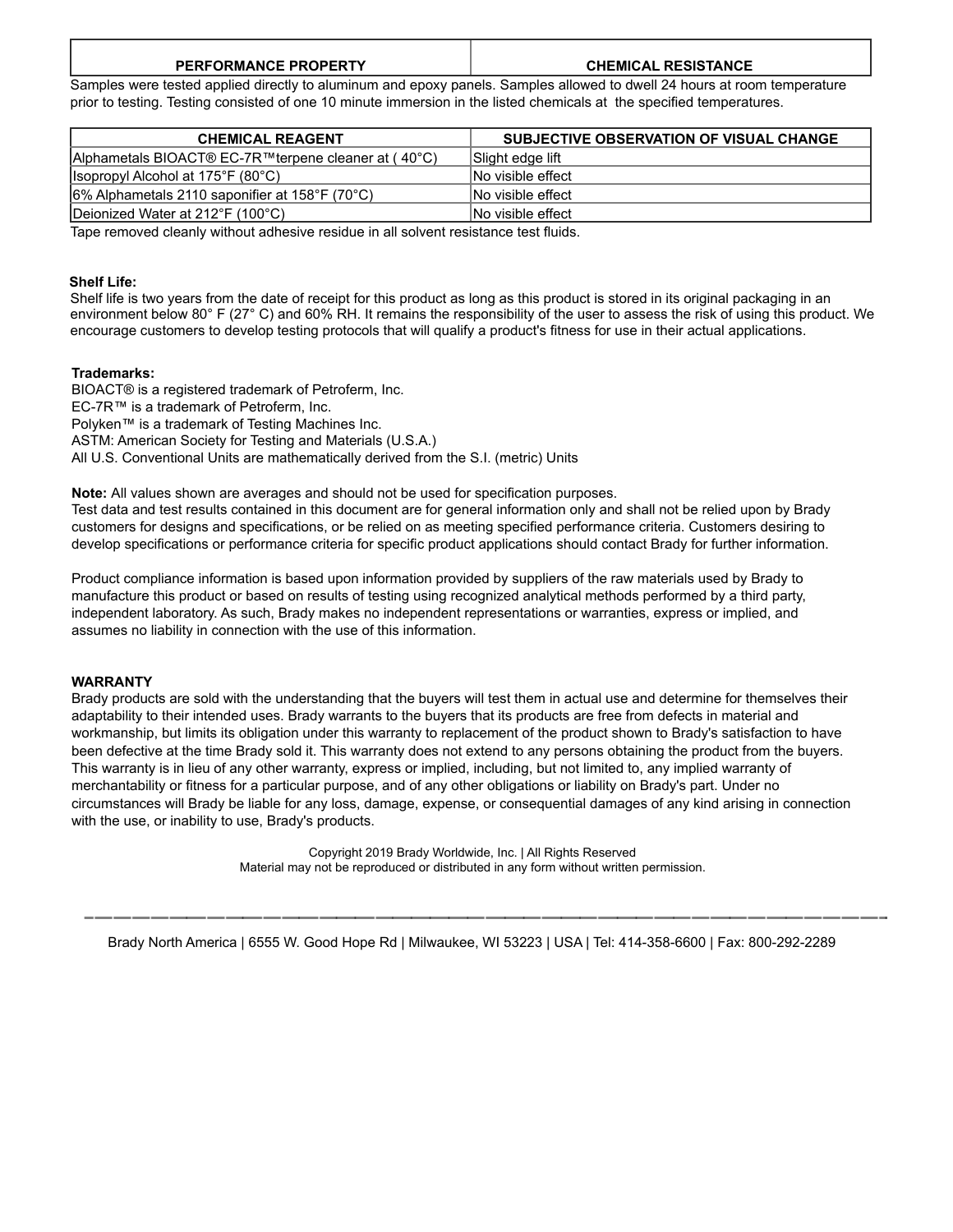| PERFORMANCE PROPERTY | CHEMICAL RESISTANCE |
| --- | --- |

Samples were tested applied directly to aluminum and epoxy panels. Samples allowed to dwell 24 hours at room temperature prior to testing. Testing consisted of one 10 minute immersion in the listed chemicals at the specified temperatures.

| CHEMICAL REAGENT | SUBJECTIVE OBSERVATION OF VISUAL CHANGE |
| --- | --- |
| Alphametals BIOACT® EC-7R™terpene cleaner at ( 40°C) | Slight edge lift |
| Isopropyl Alcohol at 175°F (80°C) | No visible effect |
| 6% Alphametals 2110 saponifier at 158°F (70°C) | No visible effect |
| Deionized Water at 212°F (100°C) | No visible effect |

Tape removed cleanly without adhesive residue in all solvent resistance test fluids.

**Shelf Life:**
Shelf life is two years from the date of receipt for this product as long as this product is stored in its original packaging in an environment below 80° F (27° C) and 60% RH. It remains the responsibility of the user to assess the risk of using this product. We encourage customers to develop testing protocols that will qualify a product's fitness for use in their actual applications.

**Trademarks:**
BIOACT® is a registered trademark of Petroferm, Inc.
EC-7R™ is a trademark of Petroferm, Inc.
Polyken™ is a trademark of Testing Machines Inc.
ASTM: American Society for Testing and Materials (U.S.A.)
All U.S. Conventional Units are mathematically derived from the S.I. (metric) Units

**Note:** All values shown are averages and should not be used for specification purposes.
Test data and test results contained in this document are for general information only and shall not be relied upon by Brady customers for designs and specifications, or be relied on as meeting specified performance criteria. Customers desiring to develop specifications or performance criteria for specific product applications should contact Brady for further information.

Product compliance information is based upon information provided by suppliers of the raw materials used by Brady to manufacture this product or based on results of testing using recognized analytical methods performed by a third party, independent laboratory. As such, Brady makes no independent representations or warranties, express or implied, and assumes no liability in connection with the use of this information.

**WARRANTY**
Brady products are sold with the understanding that the buyers will test them in actual use and determine for themselves their adaptability to their intended uses. Brady warrants to the buyers that its products are free from defects in material and workmanship, but limits its obligation under this warranty to replacement of the product shown to Brady's satisfaction to have been defective at the time Brady sold it. This warranty does not extend to any persons obtaining the product from the buyers. This warranty is in lieu of any other warranty, express or implied, including, but not limited to, any implied warranty of merchantability or fitness for a particular purpose, and of any other obligations or liability on Brady's part. Under no circumstances will Brady be liable for any loss, damage, expense, or consequential damages of any kind arising in connection with the use, or inability to use, Brady's products.

Copyright 2019 Brady Worldwide, Inc. | All Rights Reserved
Material may not be reproduced or distributed in any form without written permission.

Brady North America | 6555 W. Good Hope Rd | Milwaukee, WI 53223 | USA | Tel: 414-358-6600 | Fax: 800-292-2289